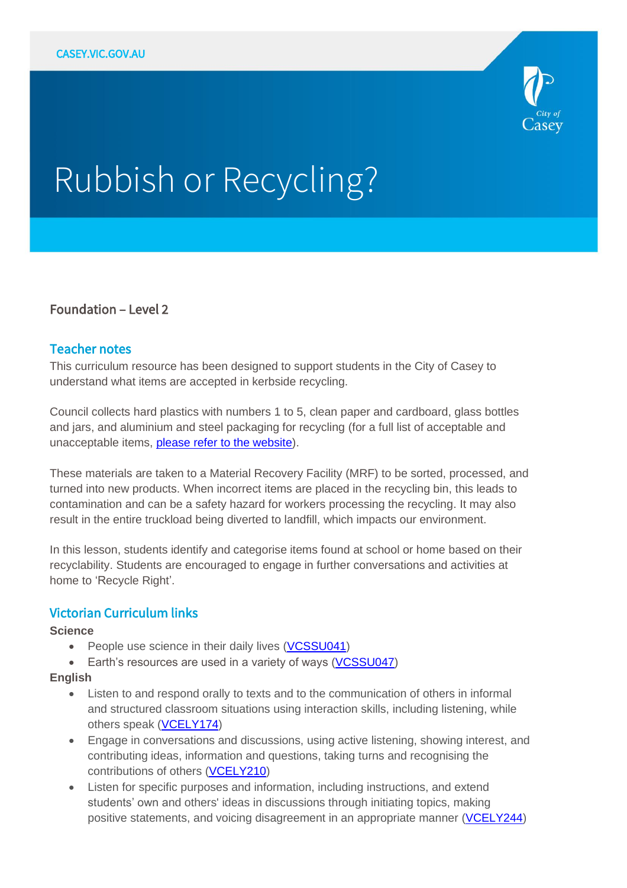# Rubbish or Recycling?

## Foundation – Level 2

### Teacher notes

This curriculum resource has been designed to support students in the City of Casey to understand what items are accepted in kerbside recycling.

Council collects hard plastics with numbers 1 to 5, clean paper and cardboard, glass bottles and jars, and aluminium and steel packaging for recycling (for a full list of acceptable and unacceptable items, please refer to the website).

These materials are taken to a Material Recovery Facility (MRF) to be sorted, processed, and turned into new products. When incorrect items are placed in the recycling bin, this leads to contamination and can be a safety hazard for workers processing the recycling. It may also result in the entire truckload being diverted to landfill, which impacts our environment.

In this lesson, students identify and categorise items found at school or home based on their recyclability. Students are encouraged to engage in further conversations and activities at home to 'Recycle Right'.

### Victorian Curriculum links

**Science**

- People use science in their daily lives (VCSSU041)
- Earth's resources are used in a variety of ways (VCSSU047)

**English**

- Listen to and respond orally to texts and to the communication of others in informal and structured classroom situations using interaction skills, including listening, while others speak (VCELY174)
- Engage in conversations and discussions, using active listening, showing interest, and contributing ideas, information and questions, taking turns and recognising the contributions of others (VCELY210)
- Listen for specific purposes and information, including instructions, and extend students' own and others' ideas in discussions through initiating topics, making positive statements, and voicing disagreement in an appropriate manner (VCELY244)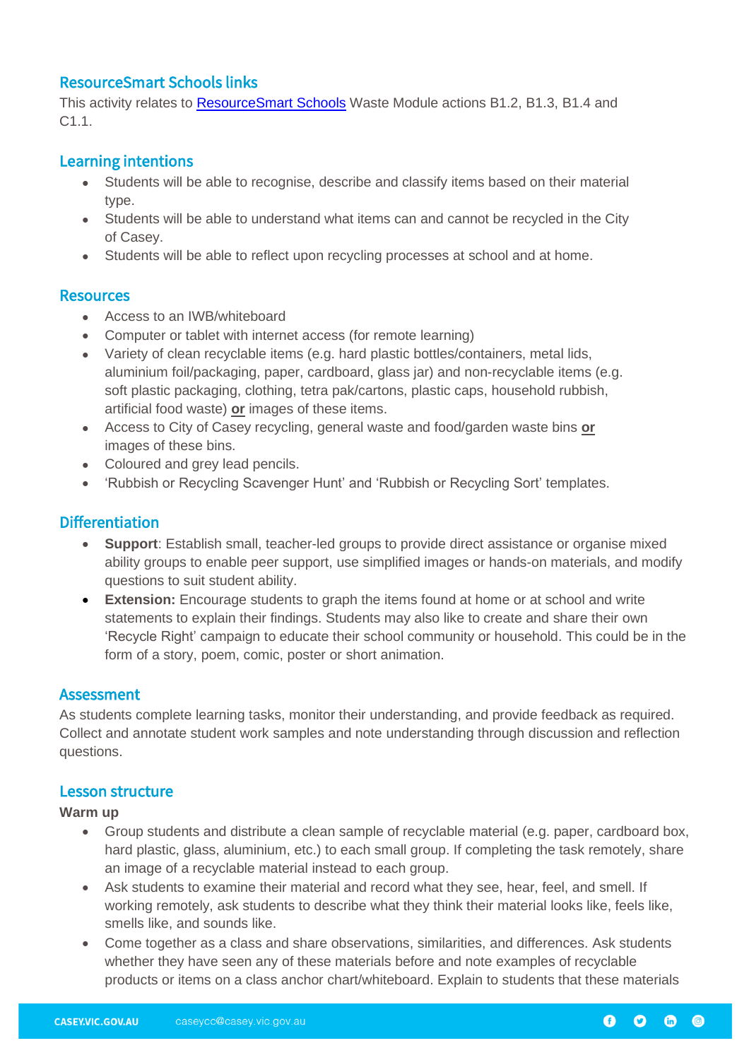## ResourceSmart Schools links

This activity relates to [ResourceSmart Schools](ResourceSmart Schools) Waste Module actions B1.2, B1.3, B1.4 and C1.1.

## Learning intentions

- Students will be able to recognise, describe and classify items based on their material type.
- Students will be able to understand what items can and cannot be recycled in the City of Casey.
- Students will be able to reflect upon recycling processes at school and at home.

## Resources

- Access to an IWB/whiteboard
- Computer or tablet with internet access (for remote learning)
- Variety of clean recyclable items (e.g. hard plastic bottles/containers, metal lids, aluminium foil/packaging, paper, cardboard, glass jar) and non-recyclable items (e.g. soft plastic packaging, clothing, tetra pak/cartons, plastic caps, household rubbish, artificial food waste) **or** images of these items.
- Access to City of Casey recycling, general waste and food/garden waste bins **or** images of these bins.
- Coloured and grey lead pencils.
- 'Rubbish or Recycling Scavenger Hunt' and 'Rubbish or Recycling Sort' templates.

## Differentiation

- **Support**: Establish small, teacher-led groups to provide direct assistance or organise mixed ability groups to enable peer support, use simplified images or hands-on materials, and modify questions to suit student ability.
- **Extension:** Encourage students to graph the items found at home or at school and write statements to explain their findings. Students may also like to create and share their own 'Recycle Right' campaign to educate their school community or household. This could be in the form of a story, poem, comic, poster or short animation.

## Assessment

As students complete learning tasks, monitor their understanding, and provide feedback as required. Collect and annotate student work samples and note understanding through discussion and reflection questions.

## Lesson structure

**Warm up**

- Group students and distribute a clean sample of recyclable material (e.g. paper, cardboard box, hard plastic, glass, aluminium, etc.) to each small group. If completing the task remotely, share an image of a recyclable material instead to each group.
- Ask students to examine their material and record what they see, hear, feel, and smell. If working remotely, ask students to describe what they think their material looks like, feels like, smells like, and sounds like.
- Come together as a class and share observations, similarities, and differences. Ask students whether they have seen any of these materials before and note examples of recyclable products or items on a class anchor chart/whiteboard. Explain to students that these materials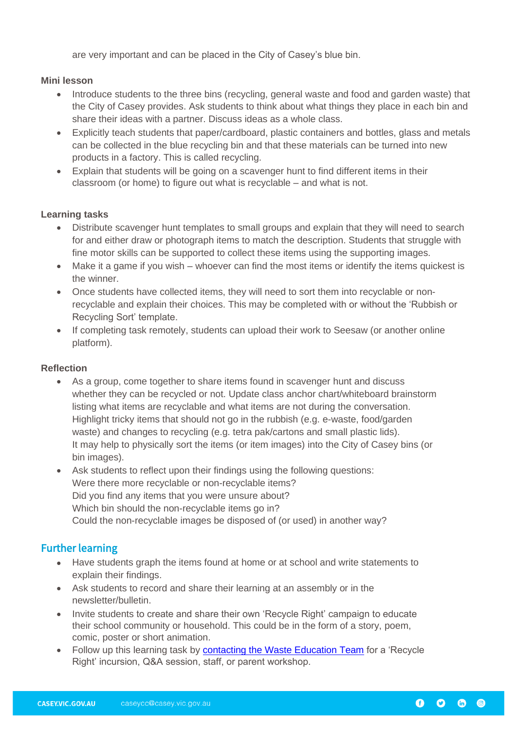are very important and can be placed in the City of Casey's blue bin.

**Mini lesson**

- Introduce students to the three bins (recycling, general waste and food and garden waste) that the City of Casey provides. Ask students to think about what things they place in each bin and share their ideas with a partner. Discuss ideas as a whole class.
- Explicitly teach students that paper/cardboard, plastic containers and bottles, glass and metals can be collected in the blue recycling bin and that these materials can be turned into new products in a factory. This is called recycling.
- Explain that students will be going on a scavenger hunt to find different items in their classroom (or home) to figure out what is recyclable – and what is not.

**Learning tasks**

- Distribute scavenger hunt templates to small groups and explain that they will need to search for and either draw or photograph items to match the description. Students that struggle with fine motor skills can be supported to collect these items using the supporting images.
- Make it a game if you wish – whoever can find the most items or identify the items quickest is the winner.
- Once students have collected items, they will need to sort them into recyclable or non-recyclable and explain their choices. This may be completed with or without the 'Rubbish or Recycling Sort' template.
- If completing task remotely, students can upload their work to Seesaw (or another online platform).

**Reflection**

- As a group, come together to share items found in scavenger hunt and discuss whether they can be recycled or not. Update class anchor chart/whiteboard brainstorm listing what items are recyclable and what items are not during the conversation. Highlight tricky items that should not go in the rubbish (e.g. e-waste, food/garden waste) and changes to recycling (e.g. tetra pak/cartons and small plastic lids). It may help to physically sort the items (or item images) into the City of Casey bins (or bin images).
- Ask students to reflect upon their findings using the following questions:
  Were there more recyclable or non-recyclable items?
  Did you find any items that you were unsure about?
  Which bin should the non-recyclable items go in?
  Could the non-recyclable images be disposed of (or used) in another way?

## Further learning

- Have students graph the items found at home or at school and write statements to explain their findings.
- Ask students to record and share their learning at an assembly or in the newsletter/bulletin.
- Invite students to create and share their own 'Recycle Right' campaign to educate their school community or household. This could be in the form of a story, poem, comic, poster or short animation.
- Follow up this learning task by contacting the Waste Education Team for a 'Recycle Right' incursion, Q&A session, staff, or parent workshop.